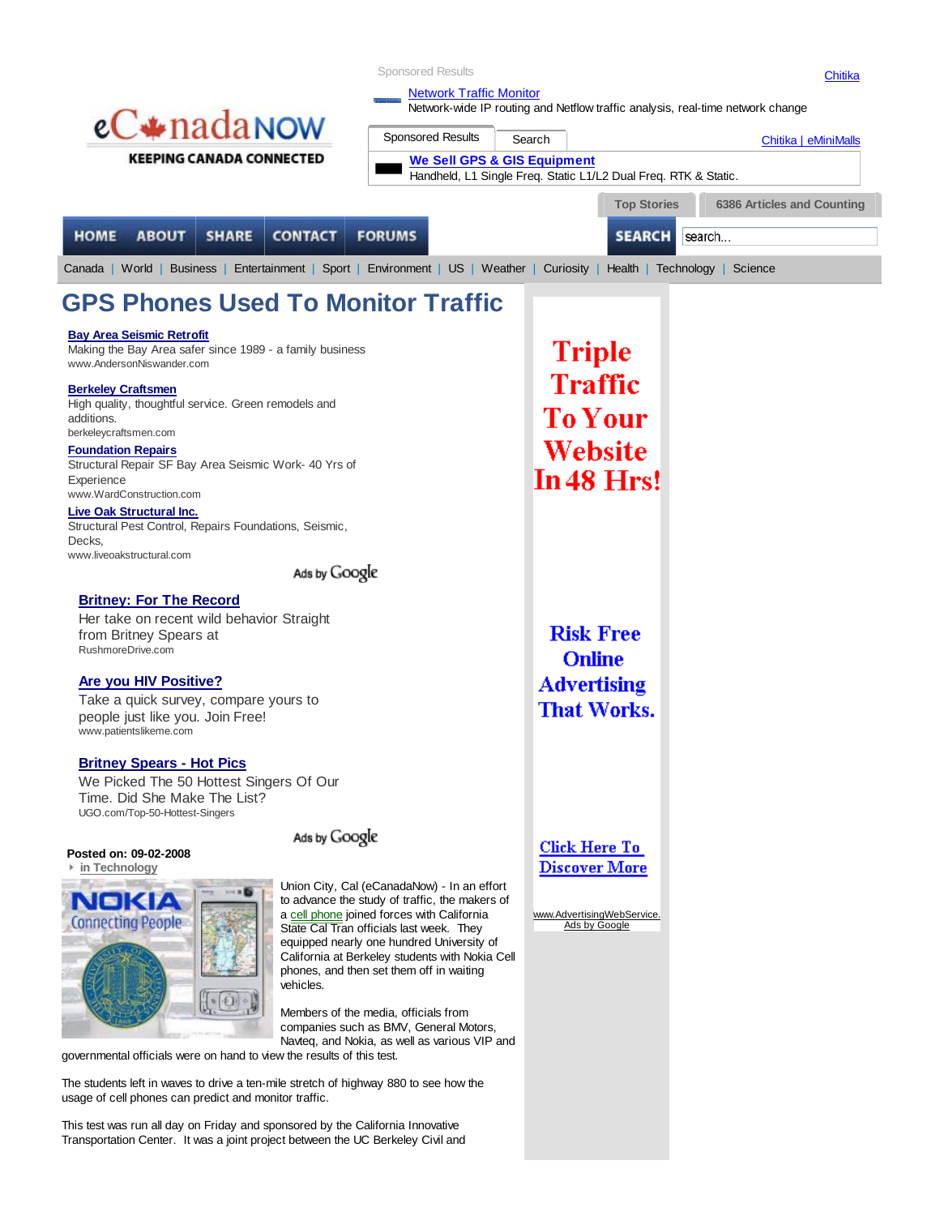Sponsored Results

Chitika

[Network Traffic Monitor](#)
Network-wide IP routing and Netflow traffic analysis, real-time network change

eCanadaNOW
KEEPING CANADA CONNECTED

Sponsored Results | Search

Chitika | eMiniMalls

[We Sell GPS & GIS Equipment](#)
Handheld, L1 Single Freq. Static L1/L2 Dual Freq. RTK & Static.

Top Stories | 6386 Articles and Counting

HOME | ABOUT | SHARE | CONTACT | FORUMS

SEARCH | search...

Canada | World | Business | Entertainment | Sport | Environment | US | Weather | Curiosity | Health | Technology | Science

# GPS Phones Used To Monitor Traffic

**Bay Area Seismic Retrofit**
Making the Bay Area safer since 1989 - a family business
www.AndersonNiswander.com

**Berkeley Craftsmen**
High quality, thoughtful service. Green remodels and additions.
berkeleycraftsmen.com

**Foundation Repairs**
Structural Repair SF Bay Area Seismic Work- 40 Yrs of Experience
www.WardConstruction.com

**Live Oak Structural Inc.**
Structural Pest Control, Repairs Foundations, Seismic, Decks,
www.liveoakstructural.com

Ads by Google

**Britney: For The Record**
Her take on recent wild behavior Straight from Britney Spears at
RushmoreDrive.com

**Are you HIV Positive?**
Take a quick survey, compare yours to people just like you. Join Free!
www.patientslikeme.com

**Britney Spears - Hot Pics**
We Picked The 50 Hottest Singers Of Our Time. Did She Make The List?
UGO.com/Top-50-Hottest-Singers

Ads by Google

**Posted on: 09-02-2008**
in Technology

Union City, Cal (eCanadaNow) - In an effort to advance the study of traffic, the makers of a cell phone joined forces with California State Cal Tran officials last week. They equipped nearly one hundred University of California at Berkeley students with Nokia Cell phones, and then set them off in waiting vehicles.

Members of the media, officials from companies such as BMV, General Motors, Navteq, and Nokia, as well as various VIP and governmental officials were on hand to view the results of this test.

The students left in waves to drive a ten-mile stretch of highway 880 to see how the usage of cell phones can predict and monitor traffic.

This test was run all day on Friday and sponsored by the California Innovative Transportation Center. It was a joint project between the UC Berkeley Civil and

Triple Traffic To Your Website In 48 Hrs!

Risk Free Online Advertising That Works.

Click Here To Discover More

www.AdvertisingWebService.
Ads by Google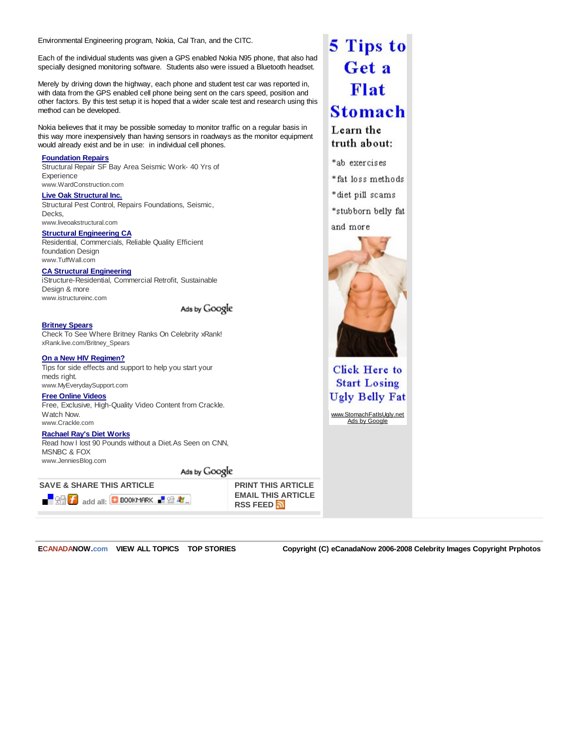Environmental Engineering program, Nokia, Cal Tran, and the CITC.

Each of the individual students was given a GPS enabled Nokia N95 phone, that also had specially designed monitoring software. Students also were issued a Bluetooth headset.

Merely by driving down the highway, each phone and student test car was reported in, with data from the GPS enabled cell phone being sent on the cars speed, position and other factors. By this test setup it is hoped that a wider scale test and research using this method can be developed.

Nokia believes that it may be possible someday to monitor traffic on a regular basis in this way more inexpensively than having sensors in roadways as the monitor equipment would already exist and be in use: in individual cell phones.

**Foundation Repairs**
Structural Repair SF Bay Area Seismic Work- 40 Yrs of Experience
www.WardConstruction.com

**Live Oak Structural Inc.**
Structural Pest Control, Repairs Foundations, Seismic, Decks,
www.liveoakstructural.com

**Structural Engineering CA**
Residential, Commercials, Reliable Quality Efficient foundation Design
www.TuffWall.com

**CA Structural Engineering**
iStructure-Residential, Commercial Retrofit, Sustainable Design & more
www.istructureinc.com

Ads by Google

**Britney Spears**
Check To See Where Britney Ranks On Celebrity xRank!
xRank.live.com/Britney_Spears

**On a New HIV Regimen?**
Tips for side effects and support to help you start your meds right.
www.MyEverydaySupport.com

**Free Online Videos**
Free, Exclusive, High-Quality Video Content from Crackle. Watch Now.
www.Crackle.com

**Rachael Ray's Diet Works**
Read how I lost 90 Pounds without a Diet.As Seen on CNN, MSNBC & FOX
www.JenniesBlog.com

Ads by Google

**5 Tips to Get a Flat Stomach**

Learn the truth about:

*ab exercises
*fat loss methods
*diet pill scams
*stubborn belly fat
and more

Click Here to Start Losing Ugly Belly Fat

www.StomachFatIsUgly.net
Ads by Google

**SAVE & SHARE THIS ARTICLE**

add all: BOOKMARK

**PRINT THIS ARTICLE**
**EMAIL THIS ARTICLE**
**RSS FEED**

**ECANADANOW.com** **VIEW ALL TOPICS** **TOP STORIES** **Copyright (C) eCanadaNow 2006-2008 Celebrity Images Copyright Prphotos**